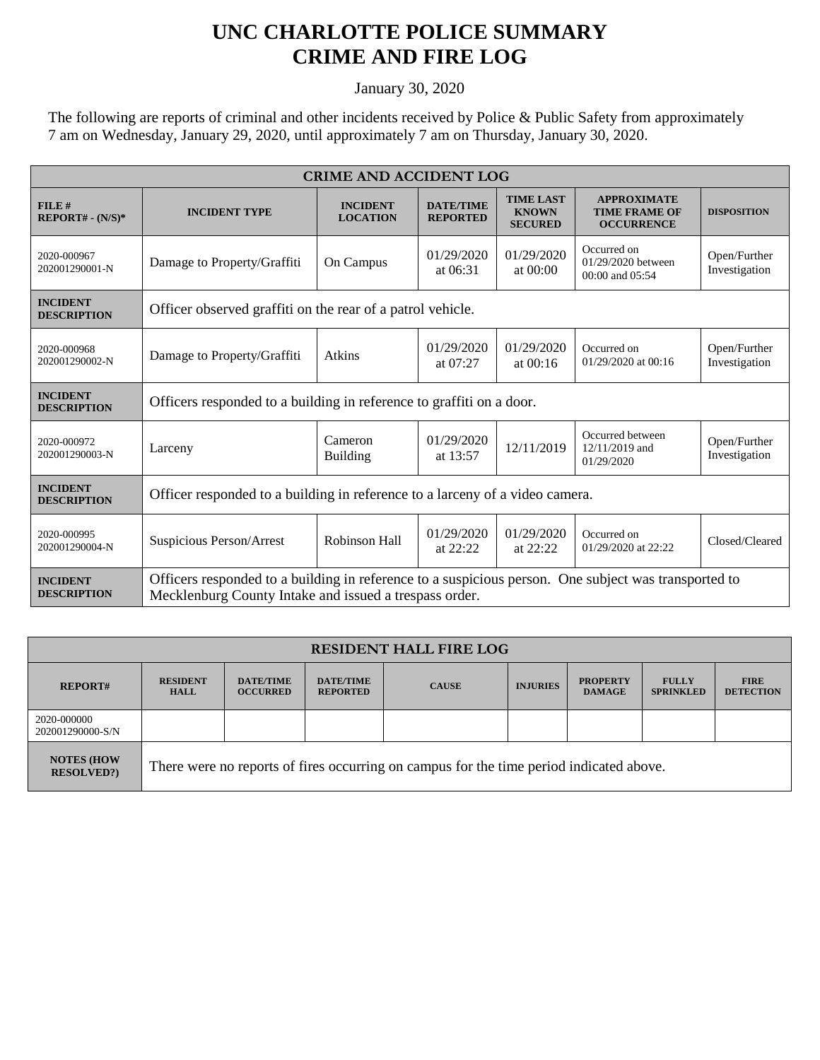# UNC CHARLOTTE POLICE SUMMARY
# CRIME AND FIRE LOG

January 30, 2020

The following are reports of criminal and other incidents received by Police & Public Safety from approximately 7 am on Wednesday, January 29, 2020, until approximately 7 am on Thursday, January 30, 2020.

| CRIME AND ACCIDENT LOG | | | | | | |
|---|---|---|---|---|---|---|
| **FILE # REPORT# - (N/S)*** | **INCIDENT TYPE** | **INCIDENT LOCATION** | **DATE/TIME REPORTED** | **TIME LAST KNOWN SECURED** | **APPROXIMATE TIME FRAME OF OCCURRENCE** | **DISPOSITION** |
| 2020-000967 202001290001-N | Damage to Property/Graffiti | On Campus | 01/29/2020 at 06:31 | 01/29/2020 at 00:00 | Occurred on 01/29/2020 between 00:00 and 05:54 | Open/Further Investigation |
| **INCIDENT DESCRIPTION** | Officer observed graffiti on the rear of a patrol vehicle. | | | | | |
| 2020-000968 202001290002-N | Damage to Property/Graffiti | Atkins | 01/29/2020 at 07:27 | 01/29/2020 at 00:16 | Occurred on 01/29/2020 at 00:16 | Open/Further Investigation |
| **INCIDENT DESCRIPTION** | Officers responded to a building in reference to graffiti on a door. | | | | | |
| 2020-000972 202001290003-N | Larceny | Cameron Building | 01/29/2020 at 13:57 | 12/11/2019 | Occurred between 12/11/2019 and 01/29/2020 | Open/Further Investigation |
| **INCIDENT DESCRIPTION** | Officer responded to a building in reference to a larceny of a video camera. | | | | | |
| 2020-000995 202001290004-N | Suspicious Person/Arrest | Robinson Hall | 01/29/2020 at 22:22 | 01/29/2020 at 22:22 | Occurred on 01/29/2020 at 22:22 | Closed/Cleared |
| **INCIDENT DESCRIPTION** | Officers responded to a building in reference a suspicious person. One subject was transported to Mecklenburg County Intake and issued a trespass order. | | | | | |

| RESIDENT HALL FIRE LOG | | | | | | | | |
|---|---|---|---|---|---|---|---|---|
| **REPORT#** | **RESIDENT HALL** | **DATE/TIME OCCURRED** | **DATE/TIME REPORTED** | **CAUSE** | **INJURIES** | **PROPERTY DAMAGE** | **FULLY SPRINKLED** | **FIRE DETECTION** |
| 2020-000000 202001290000-S/N | | | | | | | | |
| **NOTES (HOW RESOLVED?)** | There were no reports of fires occurring on campus for the time period indicated above. | | | | | | | |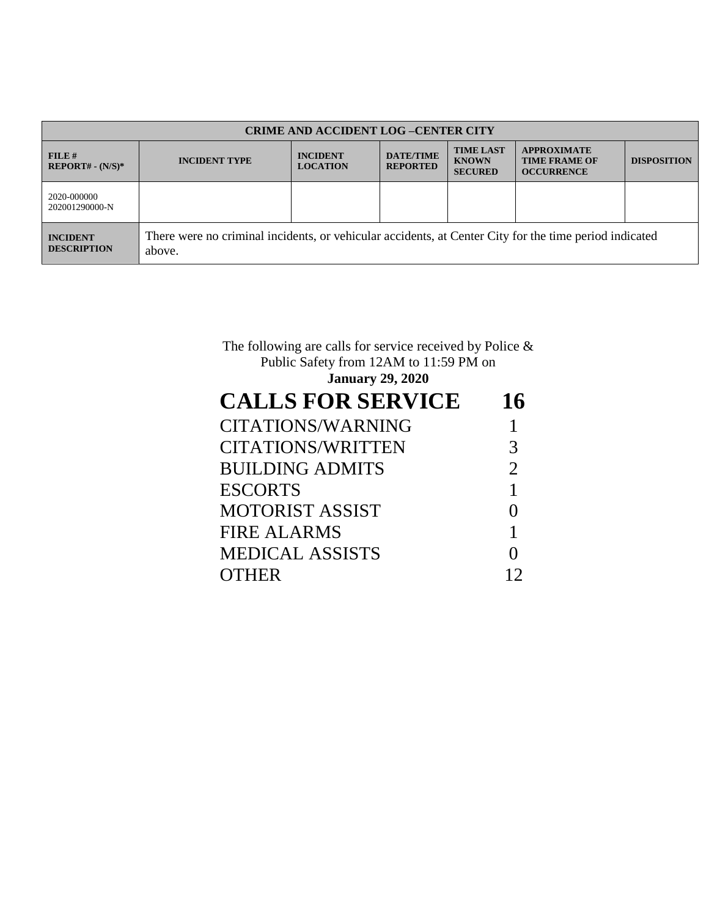| CRIME AND ACCIDENT LOG –CENTER CITY | | | | | | |
|---|---|---|---|---|---|---|
| **FILE # REPORT# - (N/S)*** | **INCIDENT TYPE** | **INCIDENT LOCATION** | **DATE/TIME REPORTED** | **TIME LAST KNOWN SECURED** | **APPROXIMATE TIME FRAME OF OCCURRENCE** | **DISPOSITION** |
| 2020-000000 202001290000-N | | | | | | |
| **INCIDENT DESCRIPTION** | There were no criminal incidents, or vehicular accidents, at Center City for the time period indicated above. | | | | | |

The following are calls for service received by Police & Public Safety from 12AM to 11:59 PM on

**January 29, 2020**

| | |
|---|---|
| **CALLS FOR SERVICE** | **16** |
| CITATIONS/WARNING | 1 |
| CITATIONS/WRITTEN | 3 |
| BUILDING ADMITS | 2 |
| ESCORTS | 1 |
| MOTORIST ASSIST | 0 |
| FIRE ALARMS | 1 |
| MEDICAL ASSISTS | 0 |
| OTHER | 12 |